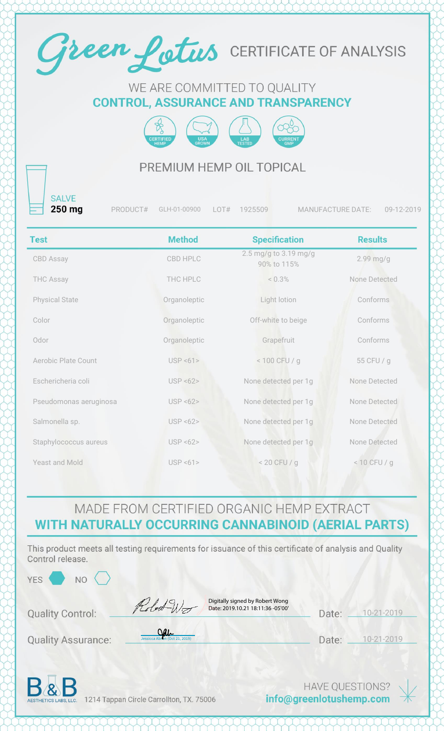# Green Lotus CERTIFICATE OF ANALYSIS

WE ARE COMMITTED TO QUALITY
**CONTROL, ASSURANCE AND TRANSPARENCY**

CERTIFIED HEMP | USA GROWN | LAB TESTED | CURRENT GMP

## PREMIUM HEMP OIL TOPICAL

SALVE
**250 mg**

PRODUCT# GLH-01-00900 LOT# 1925509 MANUFACTURE DATE: 09-12-2019

| Test | Method | Specification | Results |
|---|---|---|---|
| CBD Assay | CBD HPLC | 2.5 mg/g to 3.19 mg/g 90% to 115% | 2.99 mg/g |
| THC Assay | THC HPLC | < 0.3% | None Detected |
| Physical State | Organoleptic | Light lotion | Conforms |
| Color | Organoleptic | Off-white to beige | Conforms |
| Odor | Organoleptic | Grapefruit | Conforms |
| Aerobic Plate Count | USP <61> | < 100 CFU / g | 55 CFU / g |
| Eschericheria coli | USP <62> | None detected per 1g | None Detected |
| Pseudomonas aeruginosa | USP <62> | None detected per 1g | None Detected |
| Salmonella sp. | USP <62> | None detected per 1g | None Detected |
| Staphylococcus aureus | USP <62> | None detected per 1g | None Detected |
| Yeast and Mold | USP <61> | < 20 CFU / g | < 10 CFU / g |

MADE FROM CERTIFIED ORGANIC HEMP EXTRACT
**WITH NATURALLY OCCURRING CANNABINOID (AERIAL PARTS)**

This product meets all testing requirements for issuance of this certificate of analysis and Quality Control release.

YES ⬢ NO ⬡

Quality Control: Digitally signed by Robert Wong Date: 2019.10.21 18:11:36 -05'00' Date: 10-21-2019

Quality Assurance: Jessica Ashton (Oct 21, 2019) Date: 10-21-2019

B&B AESTHETICS LABS, LLC. 1214 Tappan Circle Carrollton, TX. 75006

HAVE QUESTIONS?
**info@greenlotushemp.com**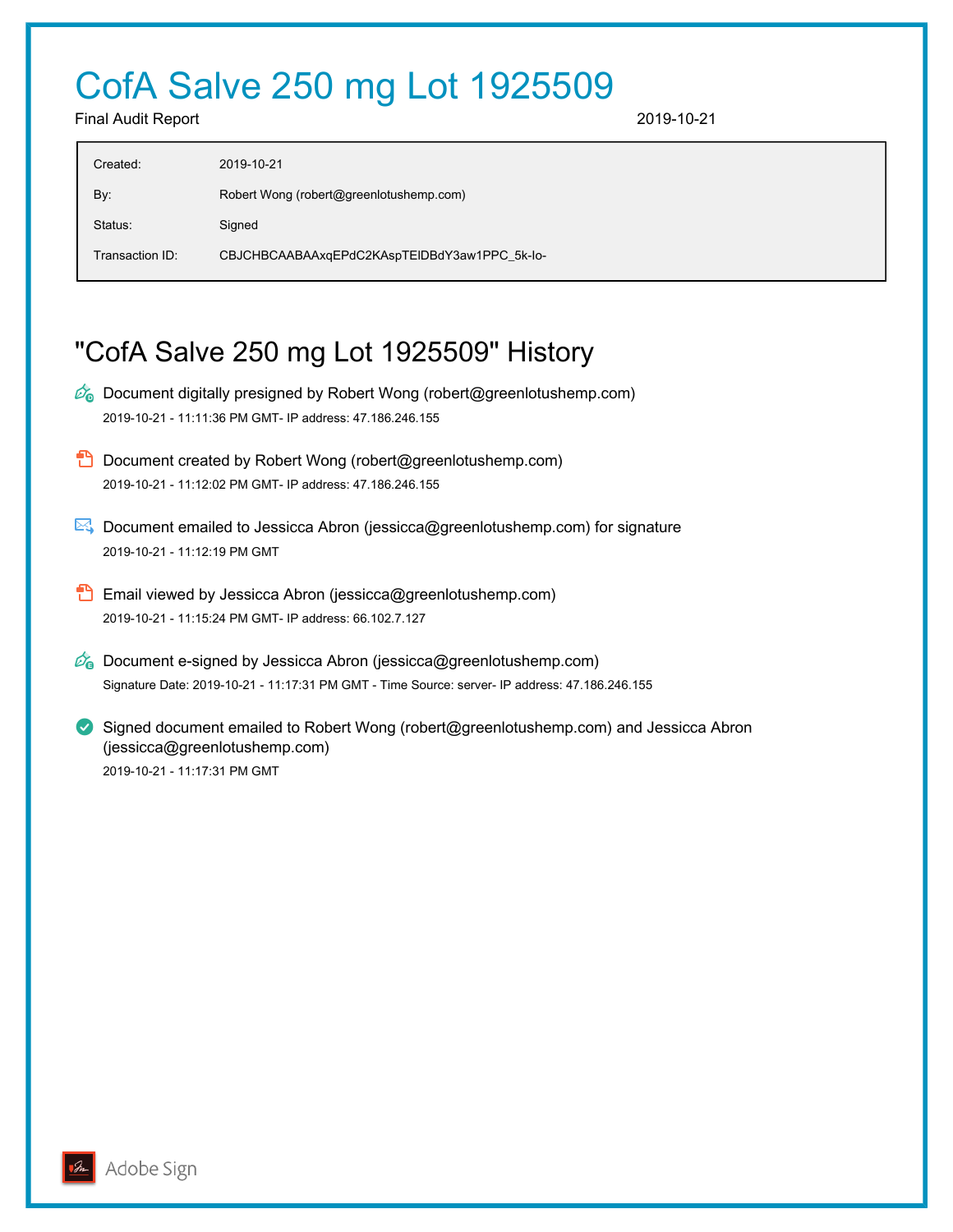# CofA Salve 250 mg Lot 1925509

Final Audit Report 2019-10-21

| | |
|---|---|
| Created: | 2019-10-21 |
| By: | Robert Wong (robert@greenlotushemp.com) |
| Status: | Signed |
| Transaction ID: | CBJCHBCAABAAxqEPdC2KAspTElDBdY3aw1PPC_5k-Io- |

## "CofA Salve 250 mg Lot 1925509" History

- Document digitally presigned by Robert Wong (robert@greenlotushemp.com)
  2019-10-21 - 11:11:36 PM GMT- IP address: 47.186.246.155

- Document created by Robert Wong (robert@greenlotushemp.com)
  2019-10-21 - 11:12:02 PM GMT- IP address: 47.186.246.155

- Document emailed to Jessicca Abron (jessicca@greenlotushemp.com) for signature
  2019-10-21 - 11:12:19 PM GMT

- Email viewed by Jessicca Abron (jessicca@greenlotushemp.com)
  2019-10-21 - 11:15:24 PM GMT- IP address: 66.102.7.127

- Document e-signed by Jessicca Abron (jessicca@greenlotushemp.com)
  Signature Date: 2019-10-21 - 11:17:31 PM GMT - Time Source: server- IP address: 47.186.246.155

- Signed document emailed to Robert Wong (robert@greenlotushemp.com) and Jessicca Abron (jessicca@greenlotushemp.com)
  2019-10-21 - 11:17:31 PM GMT

Adobe Sign